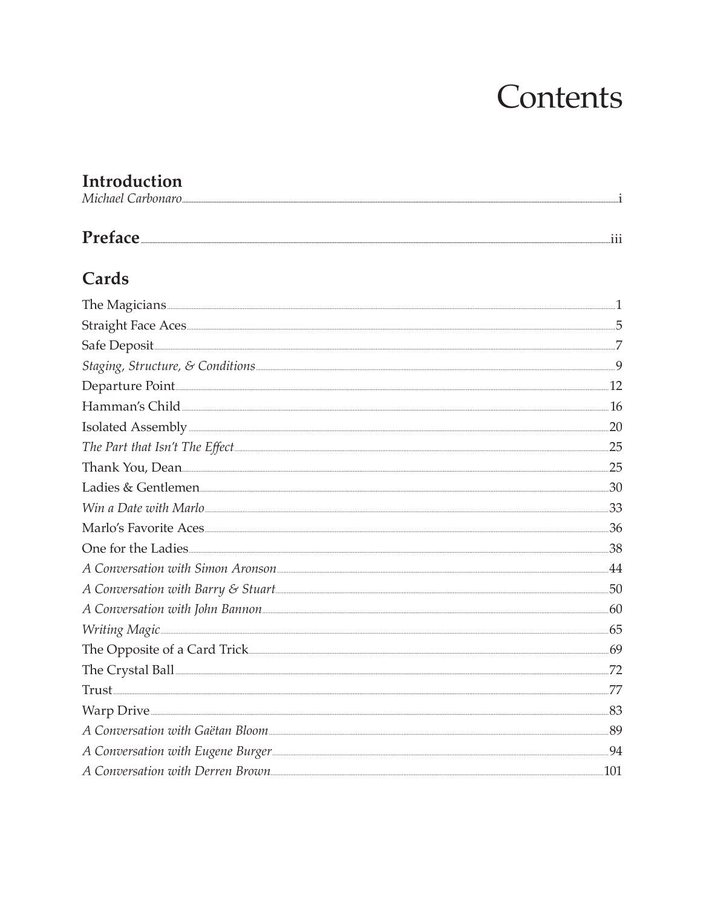# Contents

## Introduction

*Michael Carbonaro* ..... i

## Preface ..... iii

## Cards

The Magicians ..... 1

Straight Face Aces ..... 5

Safe Deposit ..... 7

*Staging, Structure, & Conditions* ..... 9

Departure Point ..... 12

Hamman's Child ..... 16

Isolated Assembly ..... 20

*The Part that Isn't The Effect* ..... 25

Thank You, Dean ..... 25

Ladies & Gentlemen ..... 30

*Win a Date with Marlo* ..... 33

Marlo's Favorite Aces ..... 36

One for the Ladies ..... 38

*A Conversation with Simon Aronson* ..... 44

*A Conversation with Barry & Stuart* ..... 50

*A Conversation with John Bannon* ..... 60

*Writing Magic* ..... 65

The Opposite of a Card Trick ..... 69

The Crystal Ball ..... 72

Trust ..... 77

Warp Drive ..... 83

*A Conversation with Gaëtan Bloom* ..... 89

*A Conversation with Eugene Burger* ..... 94

*A Conversation with Derren Brown* ..... 101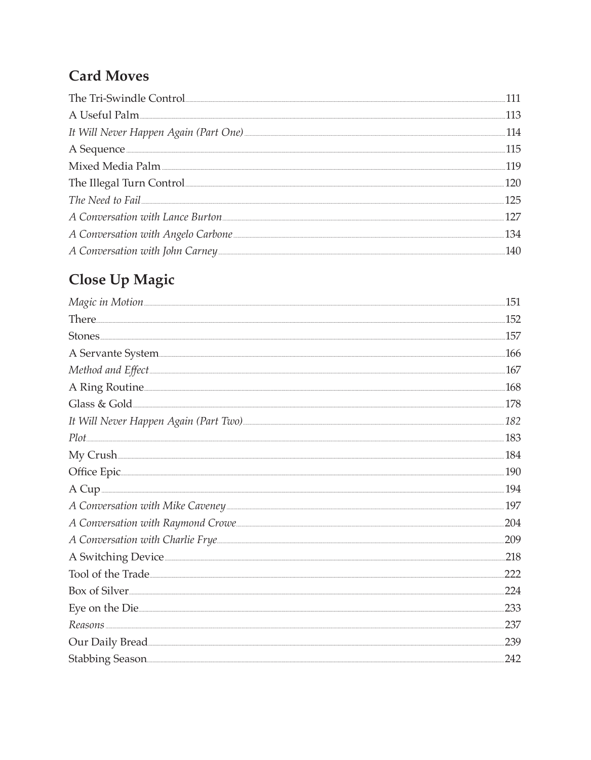## Card Moves

The Tri-Swindle Control ... 111
A Useful Palm ... 113
*It Will Never Happen Again (Part One)* ... 114
A Sequence ... 115
Mixed Media Palm ... 119
The Illegal Turn Control ... 120
*The Need to Fail* ... 125
*A Conversation with Lance Burton* ... 127
*A Conversation with Angelo Carbone* ... 134
*A Conversation with John Carney* ... 140

## Close Up Magic

*Magic in Motion* ... 151
There ... 152
Stones ... 157
A Servante System ... 166
*Method and Effect* ... 167
A Ring Routine ... 168
Glass & Gold ... 178
*It Will Never Happen Again (Part Two)* ... *182*
*Plot* ... 183
My Crush ... 184
Office Epic ... 190
A Cup ... 194
*A Conversation with Mike Caveney* ... 197
*A Conversation with Raymond Crowe* ... 204
*A Conversation with Charlie Frye* ... 209
A Switching Device ... 218
Tool of the Trade ... 222
Box of Silver ... 224
Eye on the Die ... 233
*Reasons* ... 237
Our Daily Bread ... 239
Stabbing Season ... 242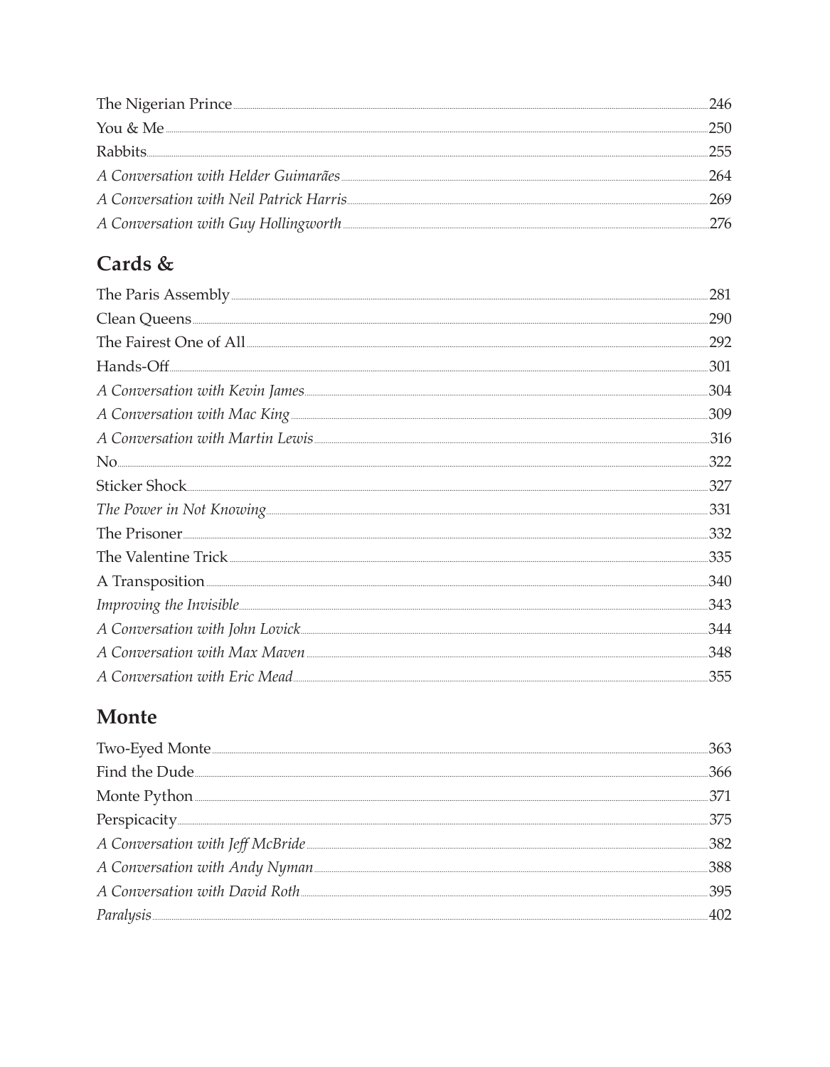The Nigerian Prince ........ 246
You & Me ........ 250
Rabbits ........ 255
*A Conversation with Helder Guimarães* ........ 264
*A Conversation with Neil Patrick Harris* ........ 269
*A Conversation with Guy Hollingworth* ........ 276

## Cards &

The Paris Assembly ........ 281
Clean Queens ........ 290
The Fairest One of All ........ 292
Hands-Off ........ 301
*A Conversation with Kevin James* ........ 304
*A Conversation with Mac King* ........ 309
*A Conversation with Martin Lewis* ........ 316
No ........ 322
Sticker Shock ........ 327
*The Power in Not Knowing* ........ 331
The Prisoner ........ 332
The Valentine Trick ........ 335
A Transposition ........ 340
*Improving the Invisible* ........ 343
*A Conversation with John Lovick* ........ 344
*A Conversation with Max Maven* ........ 348
*A Conversation with Eric Mead* ........ 355

## Monte

Two-Eyed Monte ........ 363
Find the Dude ........ 366
Monte Python ........ 371
Perspicacity ........ 375
*A Conversation with Jeff McBride* ........ 382
*A Conversation with Andy Nyman* ........ 388
*A Conversation with David Roth* ........ 395
*Paralysis* ........ 402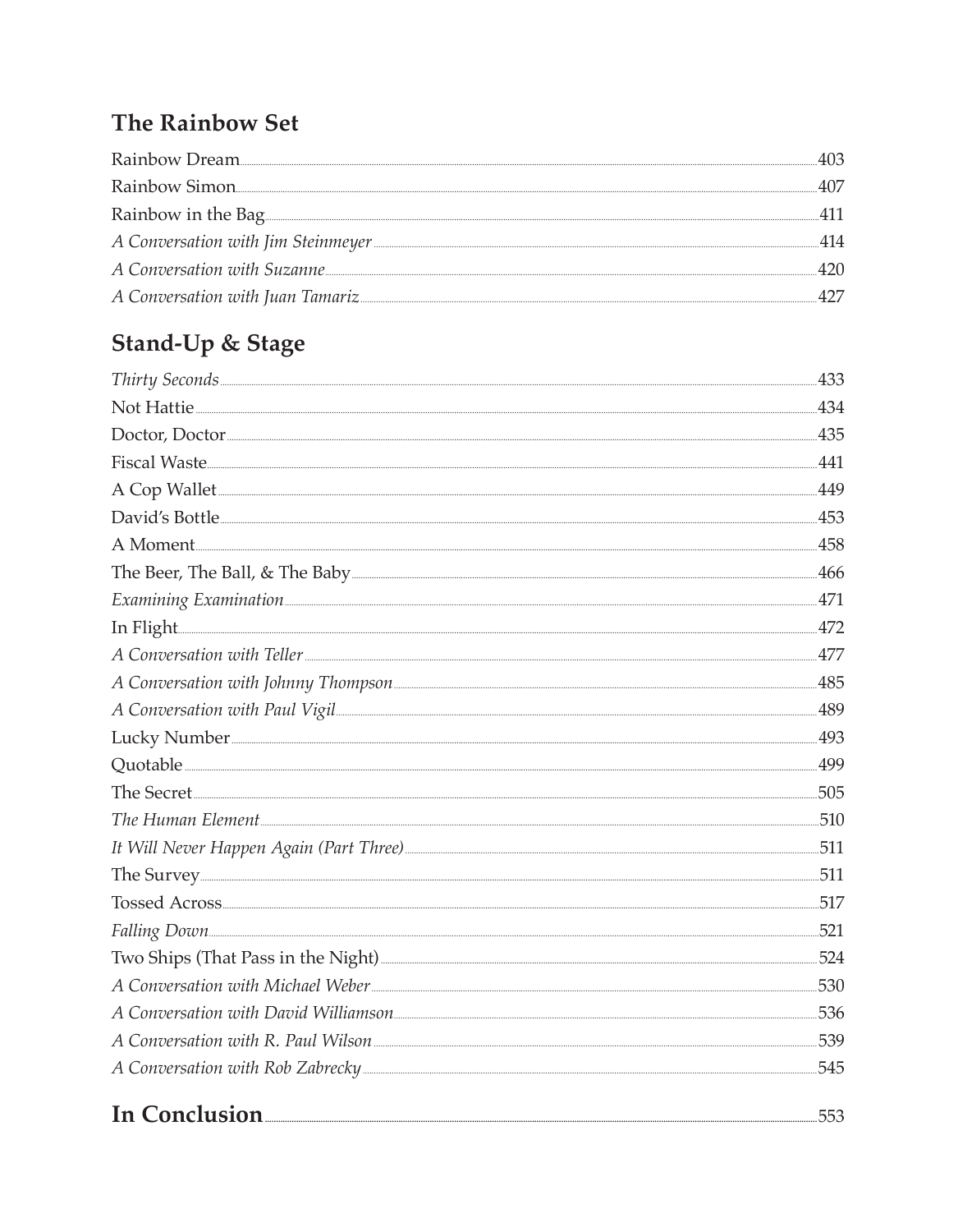## The Rainbow Set

Rainbow Dream ... 403
Rainbow Simon ... 407
Rainbow in the Bag ... 411
*A Conversation with Jim Steinmeyer* ... 414
*A Conversation with Suzanne* ... 420
*A Conversation with Juan Tamariz* ... 427

## Stand-Up & Stage

*Thirty Seconds* ... 433
Not Hattie ... 434
Doctor, Doctor ... 435
Fiscal Waste ... 441
A Cop Wallet ... 449
David's Bottle ... 453
A Moment ... 458
The Beer, The Ball, & The Baby ... 466
*Examining Examination* ... 471
In Flight ... 472
*A Conversation with Teller* ... 477
*A Conversation with Johnny Thompson* ... 485
*A Conversation with Paul Vigil* ... 489
Lucky Number ... 493
Quotable ... 499
The Secret ... 505
*The Human Element* ... 510
*It Will Never Happen Again (Part Three)* ... 511
The Survey ... 511
Tossed Across ... 517
*Falling Down* ... 521
Two Ships (That Pass in the Night) ... 524
*A Conversation with Michael Weber* ... 530
*A Conversation with David Williamson* ... 536
*A Conversation with R. Paul Wilson* ... 539
*A Conversation with Rob Zabrecky* ... 545

## In Conclusion ... 553